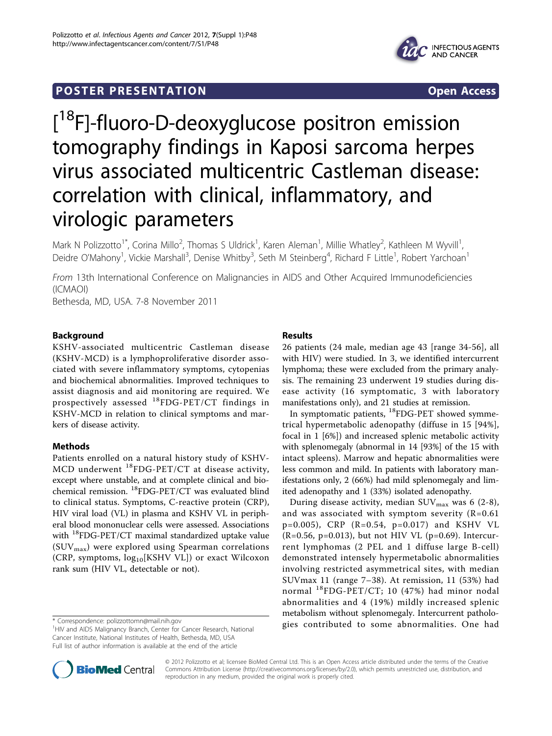POSTER PRESENTATION  Open Access

# [$^{18}$F]-fluoro-D-deoxyglucose positron emission tomography findings in Kaposi sarcoma herpes virus associated multicentric Castleman disease: correlation with clinical, inflammatory, and virologic parameters

Mark N Polizzotto[1*], Corina Millo[2], Thomas S Uldrick[1], Karen Aleman[1], Millie Whatley[2], Kathleen M Wyvill[1], Deidre O'Mahony[1], Vickie Marshall[3], Denise Whitby[3], Seth M Steinberg[4], Richard F Little[1], Robert Yarchoan[1]

*From* 13th International Conference on Malignancies in AIDS and Other Acquired Immunodeficiencies (ICMAOI)
Bethesda, MD, USA. 7-8 November 2011

## Background

KSHV-associated multicentric Castleman disease (KSHV-MCD) is a lymphoproliferative disorder associated with severe inflammatory symptoms, cytopenias and biochemical abnormalities. Improved techniques to assist diagnosis and aid monitoring are required. We prospectively assessed $^{18}$FDG-PET/CT findings in KSHV-MCD in relation to clinical symptoms and markers of disease activity.

## Methods

Patients enrolled on a natural history study of KSHV-MCD underwent $^{18}$FDG-PET/CT at disease activity, except where unstable, and at complete clinical and biochemical remission. $^{18}$FDG-PET/CT was evaluated blind to clinical status. Symptoms, C-reactive protein (CRP), HIV viral load (VL) in plasma and KSHV VL in peripheral blood mononuclear cells were assessed. Associations with $^{18}$FDG-PET/CT maximal standardized uptake value ($SUV_{max}$) were explored using Spearman correlations (CRP, symptoms, $log_{10}$[KSHV VL]) or exact Wilcoxon rank sum (HIV VL, detectable or not).

## Results

26 patients (24 male, median age 43 [range 34-56], all with HIV) were studied. In 3, we identified intercurrent lymphoma; these were excluded from the primary analysis. The remaining 23 underwent 19 studies during disease activity (16 symptomatic, 3 with laboratory manifestations only), and 21 studies at remission.

In symptomatic patients, $^{18}$FDG-PET showed symmetrical hypermetabolic adenopathy (diffuse in 15 [94%], focal in 1 [6%]) and increased splenic metabolic activity with splenomegaly (abnormal in 14 [93%] of the 15 with intact spleens). Marrow and hepatic abnormalities were less common and mild. In patients with laboratory manifestations only, 2 (66%) had mild splenomegaly and limited adenopathy and 1 (33%) isolated adenopathy.

During disease activity, median $SUV_{max}$ was 6 (2-8), and was associated with symptom severity (R=0.61 p=0.005), CRP (R=0.54, p=0.017) and KSHV VL (R=0.56, p=0.013), but not HIV VL (p=0.69). Intercurrent lymphomas (2 PEL and 1 diffuse large B-cell) demonstrated intensely hypermetabolic abnormalities involving restricted asymmetrical sites, with median SUVmax 11 (range 7–38). At remission, 11 (53%) had normal $^{18}$FDG-PET/CT; 10 (47%) had minor nodal abnormalities and 4 (19%) mildly increased splenic metabolism without splenomegaly. Intercurrent pathologies contributed to some abnormalities. One had

\* Correspondence: polizzottomn@mail.nih.gov
[1]HIV and AIDS Malignancy Branch, Center for Cancer Research, National Cancer Institute, National Institutes of Health, Bethesda, MD, USA
Full list of author information is available at the end of the article

© 2012 Polizzotto et al; licensee BioMed Central Ltd. This is an Open Access article distributed under the terms of the Creative Commons Attribution License (http://creativecommons.org/licenses/by/2.0), which permits unrestricted use, distribution, and reproduction in any medium, provided the original work is properly cited.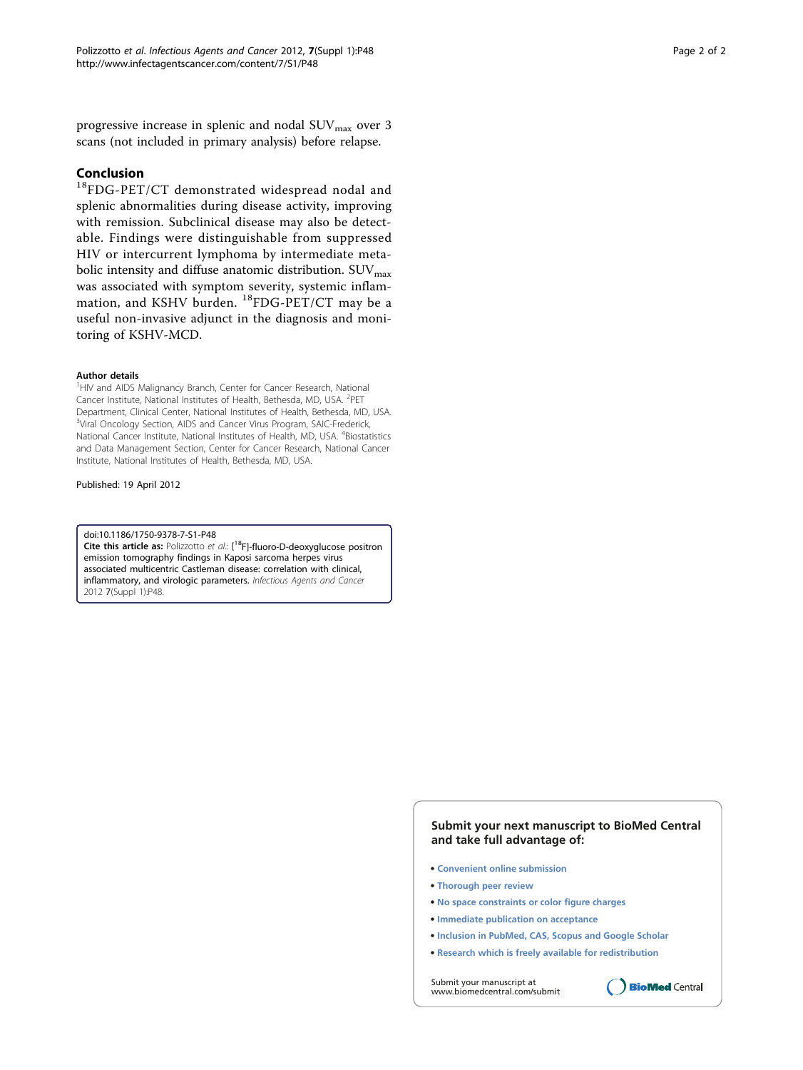progressive increase in splenic and nodal $SUV_{max}$ over 3 scans (not included in primary analysis) before relapse.

## Conclusion

$^{18}$FDG-PET/CT demonstrated widespread nodal and splenic abnormalities during disease activity, improving with remission. Subclinical disease may also be detectable. Findings were distinguishable from suppressed HIV or intercurrent lymphoma by intermediate metabolic intensity and diffuse anatomic distribution. $SUV_{max}$ was associated with symptom severity, systemic inflammation, and KSHV burden. $^{18}$FDG-PET/CT may be a useful non-invasive adjunct in the diagnosis and monitoring of KSHV-MCD.

#### Author details

[1]HIV and AIDS Malignancy Branch, Center for Cancer Research, National Cancer Institute, National Institutes of Health, Bethesda, MD, USA. [2]PET Department, Clinical Center, National Institutes of Health, Bethesda, MD, USA. [3]Viral Oncology Section, AIDS and Cancer Virus Program, SAIC-Frederick, National Cancer Institute, National Institutes of Health, MD, USA. [4]Biostatistics and Data Management Section, Center for Cancer Research, National Cancer Institute, National Institutes of Health, Bethesda, MD, USA.

Published: 19 April 2012

doi:10.1186/1750-9378-7-S1-P48
**Cite this article as:** Polizzotto *et al.*: [$^{18}$F]-fluoro-D-deoxyglucose positron emission tomography findings in Kaposi sarcoma herpes virus associated multicentric Castleman disease: correlation with clinical, inflammatory, and virologic parameters. *Infectious Agents and Cancer* 2012 **7**(Suppl 1):P48.

**Submit your next manuscript to BioMed Central and take full advantage of:**

- Convenient online submission
- Thorough peer review
- No space constraints or color figure charges
- Immediate publication on acceptance
- Inclusion in PubMed, CAS, Scopus and Google Scholar
- Research which is freely available for redistribution

Submit your manuscript at www.biomedcentral.com/submit

BioMed Central